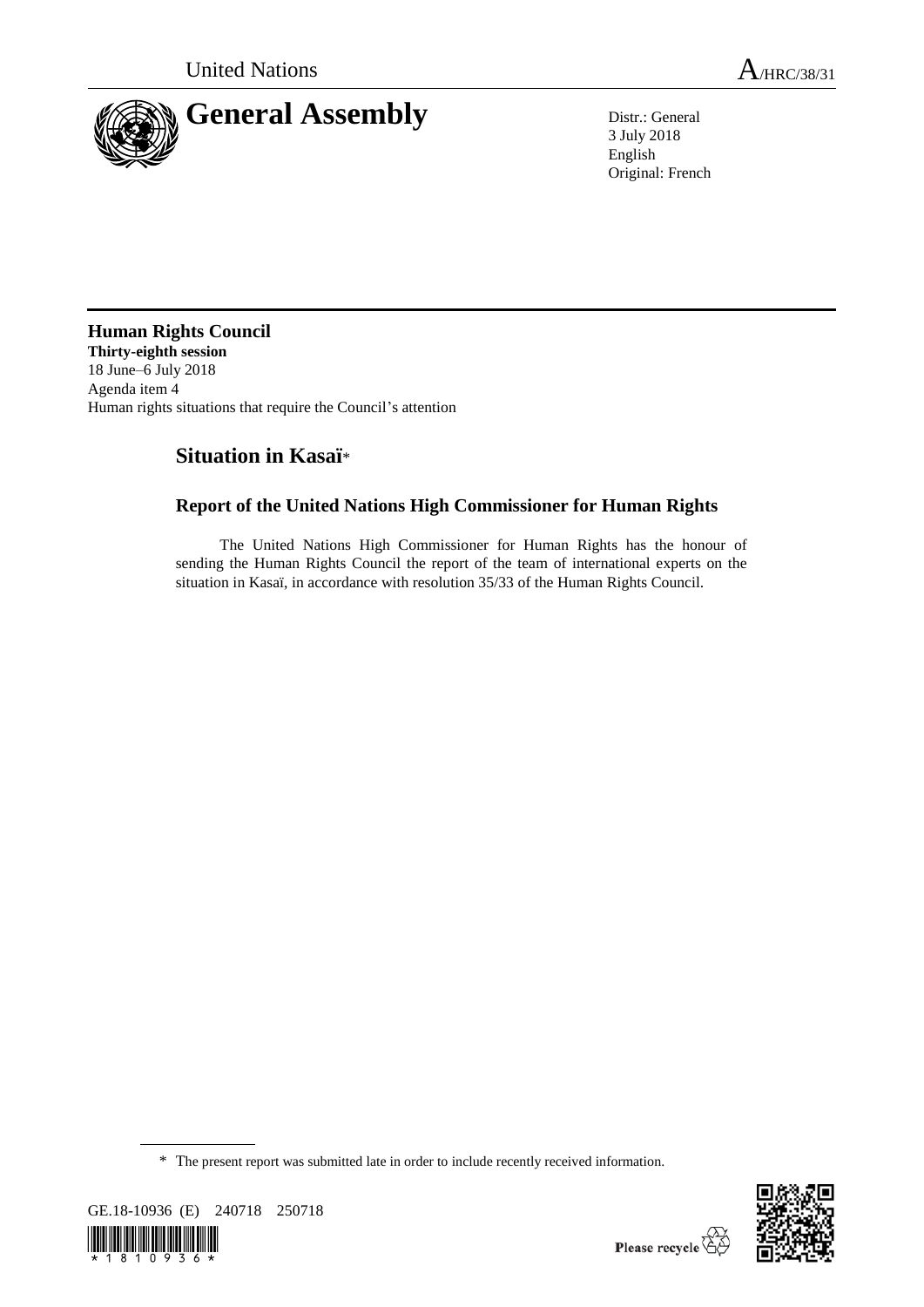United Nations

A/HRC/38/31

# General Assembly

Distr.: General
3 July 2018
English
Original: French

**Human Rights Council**
**Thirty-eighth session**
18 June–6 July 2018
Agenda item 4
Human rights situations that require the Council's attention

## Situation in Kasaï*

### Report of the United Nations High Commissioner for Human Rights

The United Nations High Commissioner for Human Rights has the honour of sending the Human Rights Council the report of the team of international experts on the situation in Kasaï, in accordance with resolution 35/33 of the Human Rights Council.

\* The present report was submitted late in order to include recently received information.

GE.18-10936 (E) 240718 250718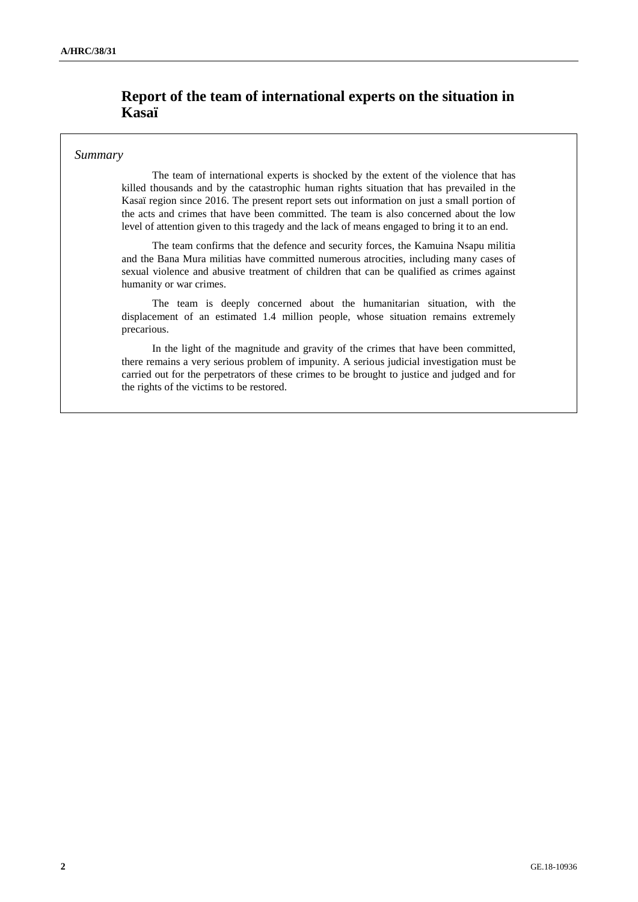# Report of the team of international experts on the situation in Kasaï

*Summary*

The team of international experts is shocked by the extent of the violence that has killed thousands and by the catastrophic human rights situation that has prevailed in the Kasaï region since 2016. The present report sets out information on just a small portion of the acts and crimes that have been committed. The team is also concerned about the low level of attention given to this tragedy and the lack of means engaged to bring it to an end.

The team confirms that the defence and security forces, the Kamuina Nsapu militia and the Bana Mura militias have committed numerous atrocities, including many cases of sexual violence and abusive treatment of children that can be qualified as crimes against humanity or war crimes.

The team is deeply concerned about the humanitarian situation, with the displacement of an estimated 1.4 million people, whose situation remains extremely precarious.

In the light of the magnitude and gravity of the crimes that have been committed, there remains a very serious problem of impunity. A serious judicial investigation must be carried out for the perpetrators of these crimes to be brought to justice and judged and for the rights of the victims to be restored.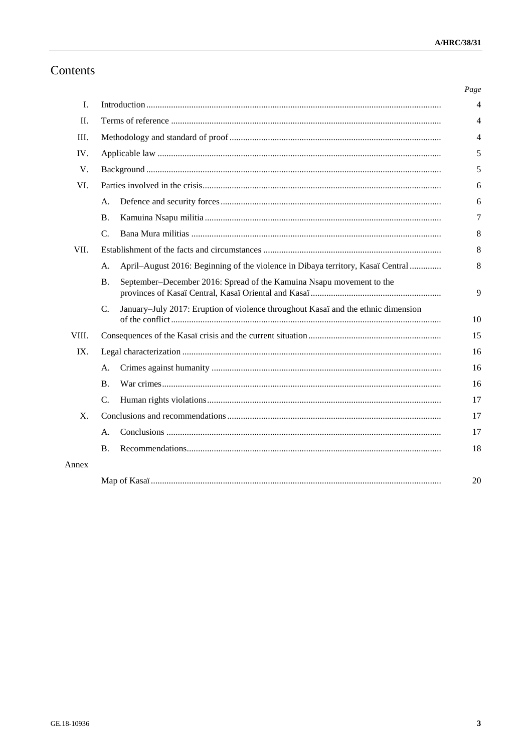# Contents

| | | | Page |
|---|---|---|---|
| I. | Introduction | | 4 |
| II. | Terms of reference | | 4 |
| III. | Methodology and standard of proof | | 4 |
| IV. | Applicable law | | 5 |
| V. | Background | | 5 |
| VI. | Parties involved in the crisis | | 6 |
| | A. | Defence and security forces | 6 |
| | B. | Kamuina Nsapu militia | 7 |
| | C. | Bana Mura militias | 8 |
| VII. | Establishment of the facts and circumstances | | 8 |
| | A. | April–August 2016: Beginning of the violence in Dibaya territory, Kasaï Central | 8 |
| | B. | September–December 2016: Spread of the Kamuina Nsapu movement to the provinces of Kasaï Central, Kasaï Oriental and Kasaï | 9 |
| | C. | January–July 2017: Eruption of violence throughout Kasaï and the ethnic dimension of the conflict | 10 |
| VIII. | Consequences of the Kasaï crisis and the current situation | | 15 |
| IX. | Legal characterization | | 16 |
| | A. | Crimes against humanity | 16 |
| | B. | War crimes | 16 |
| | C. | Human rights violations | 17 |
| X. | Conclusions and recommendations | | 17 |
| | A. | Conclusions | 17 |
| | B. | Recommendations | 18 |
| Annex | | | |
| | Map of Kasaï | | 20 |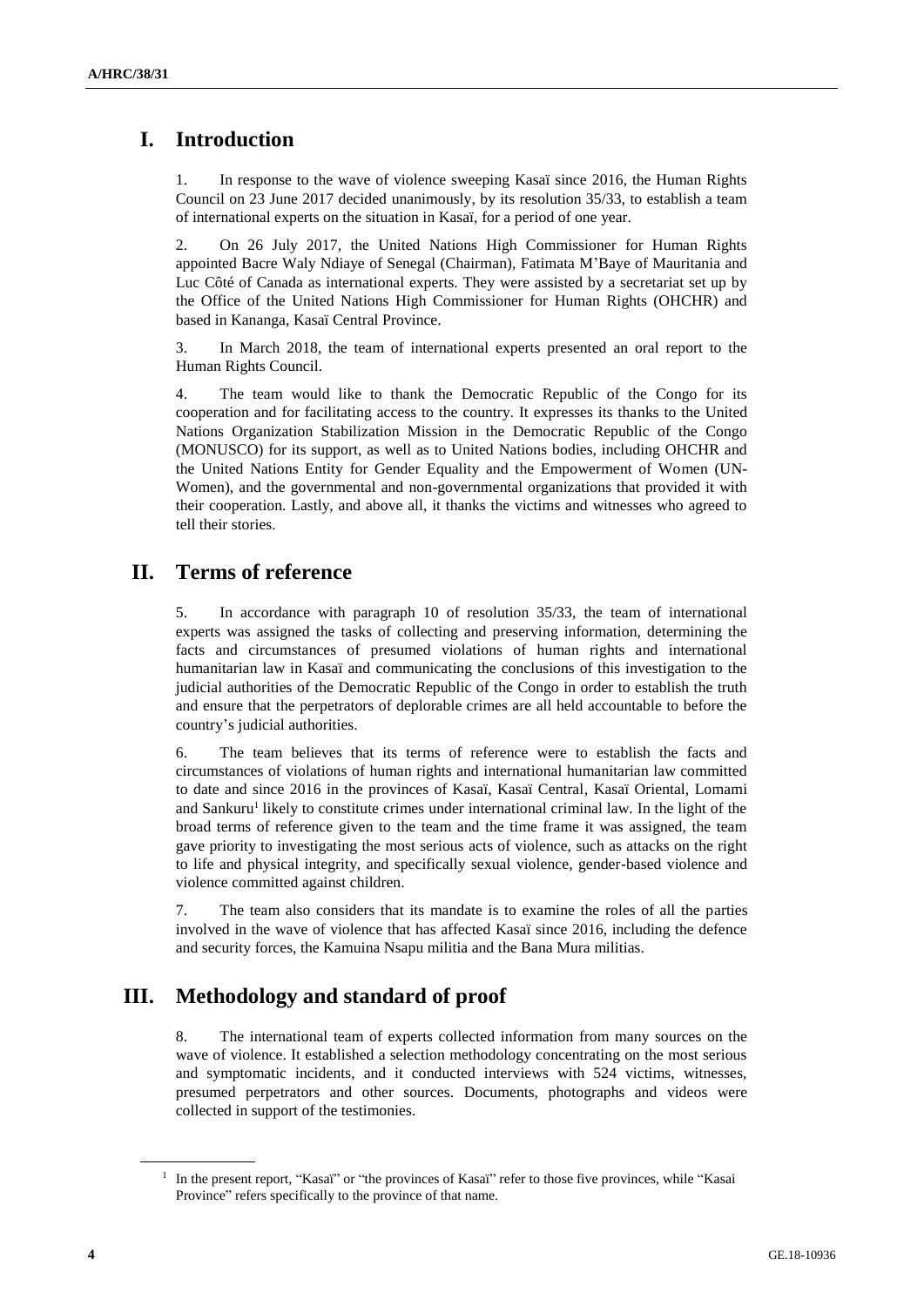# I. Introduction

1. In response to the wave of violence sweeping Kasaï since 2016, the Human Rights Council on 23 June 2017 decided unanimously, by its resolution 35/33, to establish a team of international experts on the situation in Kasaï, for a period of one year.

2. On 26 July 2017, the United Nations High Commissioner for Human Rights appointed Bacre Waly Ndiaye of Senegal (Chairman), Fatimata M'Baye of Mauritania and Luc Côté of Canada as international experts. They were assisted by a secretariat set up by the Office of the United Nations High Commissioner for Human Rights (OHCHR) and based in Kananga, Kasaï Central Province.

3. In March 2018, the team of international experts presented an oral report to the Human Rights Council.

4. The team would like to thank the Democratic Republic of the Congo for its cooperation and for facilitating access to the country. It expresses its thanks to the United Nations Organization Stabilization Mission in the Democratic Republic of the Congo (MONUSCO) for its support, as well as to United Nations bodies, including OHCHR and the United Nations Entity for Gender Equality and the Empowerment of Women (UN-Women), and the governmental and non-governmental organizations that provided it with their cooperation. Lastly, and above all, it thanks the victims and witnesses who agreed to tell their stories.

# II. Terms of reference

5. In accordance with paragraph 10 of resolution 35/33, the team of international experts was assigned the tasks of collecting and preserving information, determining the facts and circumstances of presumed violations of human rights and international humanitarian law in Kasaï and communicating the conclusions of this investigation to the judicial authorities of the Democratic Republic of the Congo in order to establish the truth and ensure that the perpetrators of deplorable crimes are all held accountable to before the country's judicial authorities.

6. The team believes that its terms of reference were to establish the facts and circumstances of violations of human rights and international humanitarian law committed to date and since 2016 in the provinces of Kasaï, Kasaï Central, Kasaï Oriental, Lomami and Sankuru[1] likely to constitute crimes under international criminal law. In the light of the broad terms of reference given to the team and the time frame it was assigned, the team gave priority to investigating the most serious acts of violence, such as attacks on the right to life and physical integrity, and specifically sexual violence, gender-based violence and violence committed against children.

7. The team also considers that its mandate is to examine the roles of all the parties involved in the wave of violence that has affected Kasaï since 2016, including the defence and security forces, the Kamuina Nsapu militia and the Bana Mura militias.

# III. Methodology and standard of proof

8. The international team of experts collected information from many sources on the wave of violence. It established a selection methodology concentrating on the most serious and symptomatic incidents, and it conducted interviews with 524 victims, witnesses, presumed perpetrators and other sources. Documents, photographs and videos were collected in support of the testimonies.

[1] In the present report, "Kasaï" or "the provinces of Kasaï" refer to those five provinces, while "Kasai Province" refers specifically to the province of that name.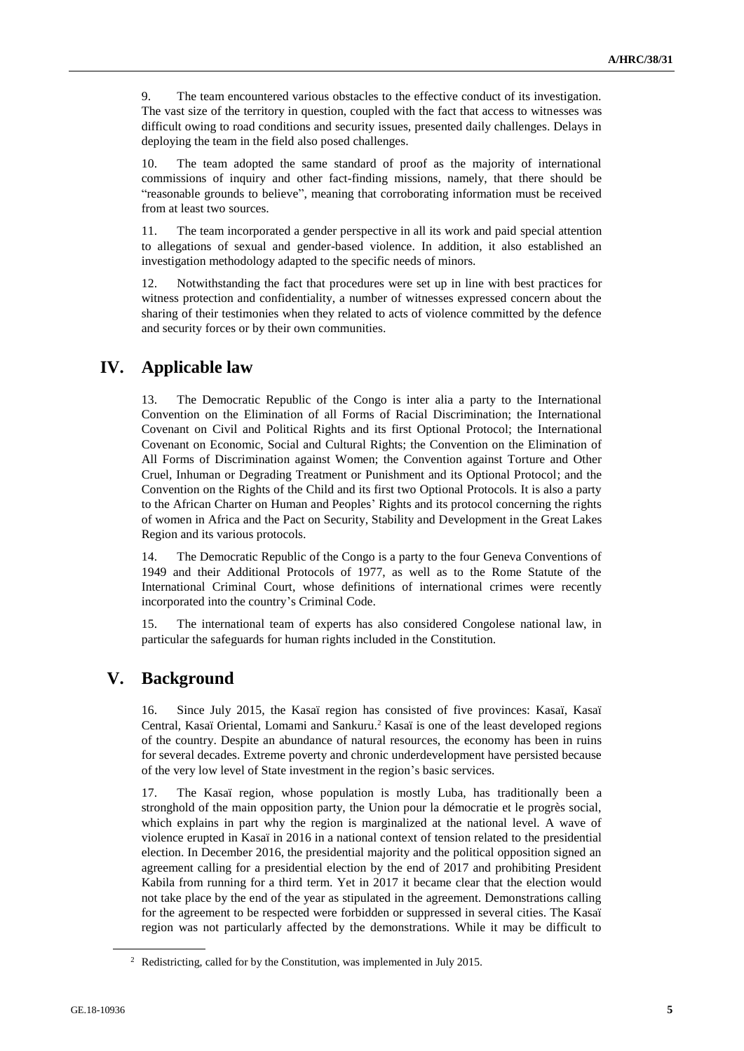9. The team encountered various obstacles to the effective conduct of its investigation. The vast size of the territory in question, coupled with the fact that access to witnesses was difficult owing to road conditions and security issues, presented daily challenges. Delays in deploying the team in the field also posed challenges.

10. The team adopted the same standard of proof as the majority of international commissions of inquiry and other fact-finding missions, namely, that there should be "reasonable grounds to believe", meaning that corroborating information must be received from at least two sources.

11. The team incorporated a gender perspective in all its work and paid special attention to allegations of sexual and gender-based violence. In addition, it also established an investigation methodology adapted to the specific needs of minors.

12. Notwithstanding the fact that procedures were set up in line with best practices for witness protection and confidentiality, a number of witnesses expressed concern about the sharing of their testimonies when they related to acts of violence committed by the defence and security forces or by their own communities.

## IV. Applicable law

13. The Democratic Republic of the Congo is inter alia a party to the International Convention on the Elimination of all Forms of Racial Discrimination; the International Covenant on Civil and Political Rights and its first Optional Protocol; the International Covenant on Economic, Social and Cultural Rights; the Convention on the Elimination of All Forms of Discrimination against Women; the Convention against Torture and Other Cruel, Inhuman or Degrading Treatment or Punishment and its Optional Protocol; and the Convention on the Rights of the Child and its first two Optional Protocols. It is also a party to the African Charter on Human and Peoples' Rights and its protocol concerning the rights of women in Africa and the Pact on Security, Stability and Development in the Great Lakes Region and its various protocols.

14. The Democratic Republic of the Congo is a party to the four Geneva Conventions of 1949 and their Additional Protocols of 1977, as well as to the Rome Statute of the International Criminal Court, whose definitions of international crimes were recently incorporated into the country's Criminal Code.

15. The international team of experts has also considered Congolese national law, in particular the safeguards for human rights included in the Constitution.

## V. Background

16. Since July 2015, the Kasaï region has consisted of five provinces: Kasaï, Kasaï Central, Kasaï Oriental, Lomami and Sankuru.[2] Kasaï is one of the least developed regions of the country. Despite an abundance of natural resources, the economy has been in ruins for several decades. Extreme poverty and chronic underdevelopment have persisted because of the very low level of State investment in the region's basic services.

17. The Kasaï region, whose population is mostly Luba, has traditionally been a stronghold of the main opposition party, the Union pour la démocratie et le progrès social, which explains in part why the region is marginalized at the national level. A wave of violence erupted in Kasaï in 2016 in a national context of tension related to the presidential election. In December 2016, the presidential majority and the political opposition signed an agreement calling for a presidential election by the end of 2017 and prohibiting President Kabila from running for a third term. Yet in 2017 it became clear that the election would not take place by the end of the year as stipulated in the agreement. Demonstrations calling for the agreement to be respected were forbidden or suppressed in several cities. The Kasaï region was not particularly affected by the demonstrations. While it may be difficult to

---

[2] Redistricting, called for by the Constitution, was implemented in July 2015.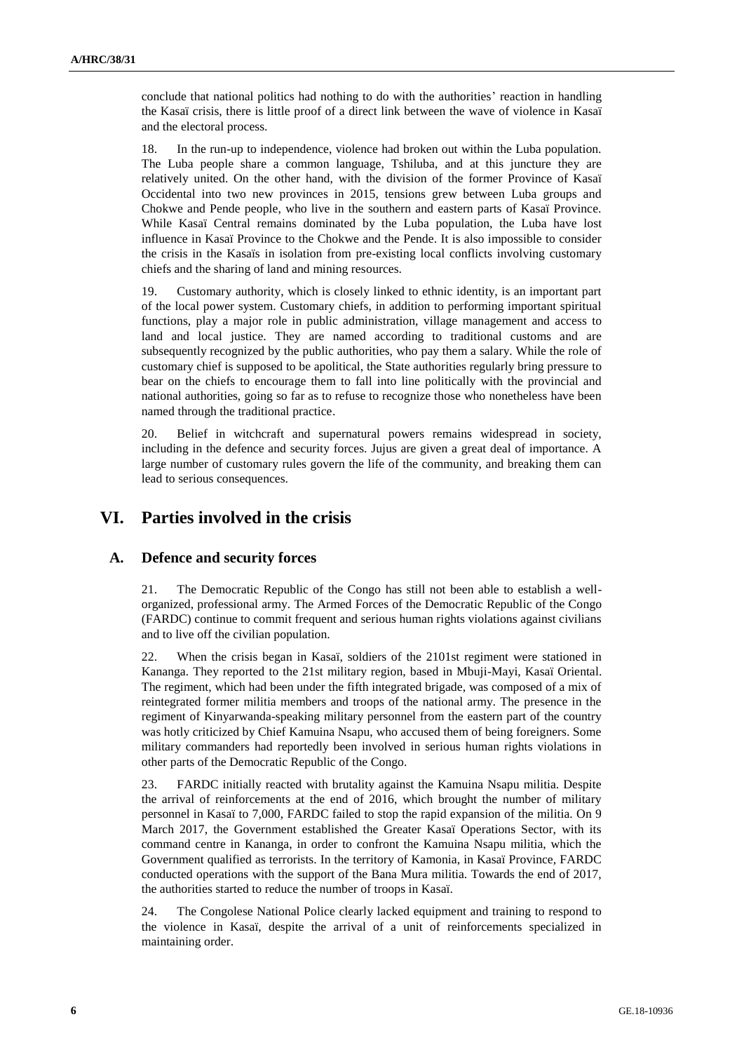conclude that national politics had nothing to do with the authorities' reaction in handling the Kasaï crisis, there is little proof of a direct link between the wave of violence in Kasaï and the electoral process.

18. In the run-up to independence, violence had broken out within the Luba population. The Luba people share a common language, Tshiluba, and at this juncture they are relatively united. On the other hand, with the division of the former Province of Kasaï Occidental into two new provinces in 2015, tensions grew between Luba groups and Chokwe and Pende people, who live in the southern and eastern parts of Kasaï Province. While Kasaï Central remains dominated by the Luba population, the Luba have lost influence in Kasaï Province to the Chokwe and the Pende. It is also impossible to consider the crisis in the Kasaïs in isolation from pre-existing local conflicts involving customary chiefs and the sharing of land and mining resources.

19. Customary authority, which is closely linked to ethnic identity, is an important part of the local power system. Customary chiefs, in addition to performing important spiritual functions, play a major role in public administration, village management and access to land and local justice. They are named according to traditional customs and are subsequently recognized by the public authorities, who pay them a salary. While the role of customary chief is supposed to be apolitical, the State authorities regularly bring pressure to bear on the chiefs to encourage them to fall into line politically with the provincial and national authorities, going so far as to refuse to recognize those who nonetheless have been named through the traditional practice.

20. Belief in witchcraft and supernatural powers remains widespread in society, including in the defence and security forces. Jujus are given a great deal of importance. A large number of customary rules govern the life of the community, and breaking them can lead to serious consequences.

# VI. Parties involved in the crisis

## A. Defence and security forces

21. The Democratic Republic of the Congo has still not been able to establish a well-organized, professional army. The Armed Forces of the Democratic Republic of the Congo (FARDC) continue to commit frequent and serious human rights violations against civilians and to live off the civilian population.

22. When the crisis began in Kasaï, soldiers of the 2101st regiment were stationed in Kananga. They reported to the 21st military region, based in Mbuji-Mayi, Kasaï Oriental. The regiment, which had been under the fifth integrated brigade, was composed of a mix of reintegrated former militia members and troops of the national army. The presence in the regiment of Kinyarwanda-speaking military personnel from the eastern part of the country was hotly criticized by Chief Kamuina Nsapu, who accused them of being foreigners. Some military commanders had reportedly been involved in serious human rights violations in other parts of the Democratic Republic of the Congo.

23. FARDC initially reacted with brutality against the Kamuina Nsapu militia. Despite the arrival of reinforcements at the end of 2016, which brought the number of military personnel in Kasaï to 7,000, FARDC failed to stop the rapid expansion of the militia. On 9 March 2017, the Government established the Greater Kasaï Operations Sector, with its command centre in Kananga, in order to confront the Kamuina Nsapu militia, which the Government qualified as terrorists. In the territory of Kamonia, in Kasaï Province, FARDC conducted operations with the support of the Bana Mura militia. Towards the end of 2017, the authorities started to reduce the number of troops in Kasaï.

24. The Congolese National Police clearly lacked equipment and training to respond to the violence in Kasaï, despite the arrival of a unit of reinforcements specialized in maintaining order.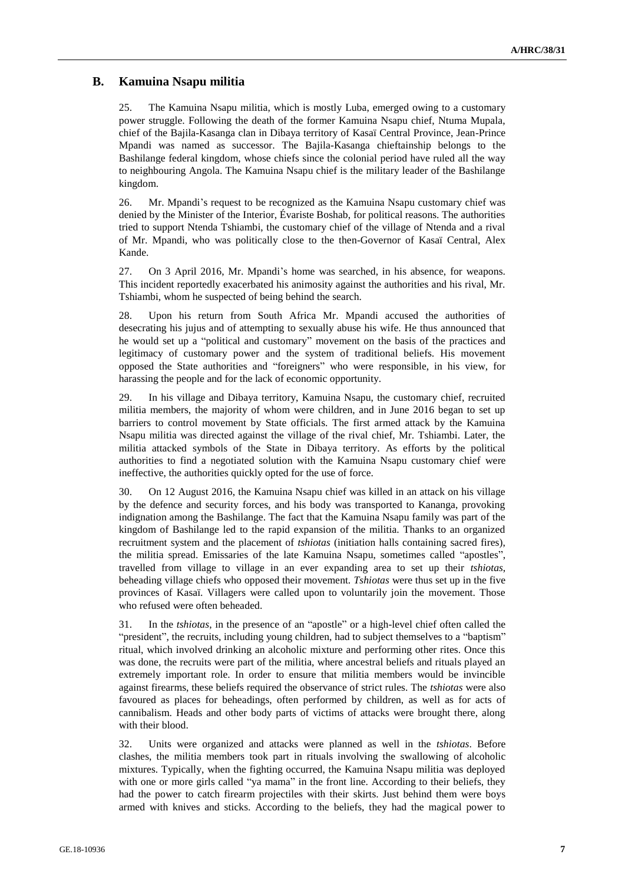## B. Kamuina Nsapu militia

25. The Kamuina Nsapu militia, which is mostly Luba, emerged owing to a customary power struggle. Following the death of the former Kamuina Nsapu chief, Ntuma Mupala, chief of the Bajila-Kasanga clan in Dibaya territory of Kasaï Central Province, Jean-Prince Mpandi was named as successor. The Bajila-Kasanga chieftainship belongs to the Bashilange federal kingdom, whose chiefs since the colonial period have ruled all the way to neighbouring Angola. The Kamuina Nsapu chief is the military leader of the Bashilange kingdom.

26. Mr. Mpandi's request to be recognized as the Kamuina Nsapu customary chief was denied by the Minister of the Interior, Évariste Boshab, for political reasons. The authorities tried to support Ntenda Tshiambi, the customary chief of the village of Ntenda and a rival of Mr. Mpandi, who was politically close to the then-Governor of Kasaï Central, Alex Kande.

27. On 3 April 2016, Mr. Mpandi's home was searched, in his absence, for weapons. This incident reportedly exacerbated his animosity against the authorities and his rival, Mr. Tshiambi, whom he suspected of being behind the search.

28. Upon his return from South Africa Mr. Mpandi accused the authorities of desecrating his jujus and of attempting to sexually abuse his wife. He thus announced that he would set up a "political and customary" movement on the basis of the practices and legitimacy of customary power and the system of traditional beliefs. His movement opposed the State authorities and "foreigners" who were responsible, in his view, for harassing the people and for the lack of economic opportunity.

29. In his village and Dibaya territory, Kamuina Nsapu, the customary chief, recruited militia members, the majority of whom were children, and in June 2016 began to set up barriers to control movement by State officials. The first armed attack by the Kamuina Nsapu militia was directed against the village of the rival chief, Mr. Tshiambi. Later, the militia attacked symbols of the State in Dibaya territory. As efforts by the political authorities to find a negotiated solution with the Kamuina Nsapu customary chief were ineffective, the authorities quickly opted for the use of force.

30. On 12 August 2016, the Kamuina Nsapu chief was killed in an attack on his village by the defence and security forces, and his body was transported to Kananga, provoking indignation among the Bashilange. The fact that the Kamuina Nsapu family was part of the kingdom of Bashilange led to the rapid expansion of the militia. Thanks to an organized recruitment system and the placement of *tshiotas* (initiation halls containing sacred fires), the militia spread. Emissaries of the late Kamuina Nsapu, sometimes called "apostles", travelled from village to village in an ever expanding area to set up their *tshiotas*, beheading village chiefs who opposed their movement. *Tshiotas* were thus set up in the five provinces of Kasaï. Villagers were called upon to voluntarily join the movement. Those who refused were often beheaded.

31. In the *tshiotas*, in the presence of an "apostle" or a high-level chief often called the "president", the recruits, including young children, had to subject themselves to a "baptism" ritual, which involved drinking an alcoholic mixture and performing other rites. Once this was done, the recruits were part of the militia, where ancestral beliefs and rituals played an extremely important role. In order to ensure that militia members would be invincible against firearms, these beliefs required the observance of strict rules. The *tshiotas* were also favoured as places for beheadings, often performed by children, as well as for acts of cannibalism. Heads and other body parts of victims of attacks were brought there, along with their blood.

32. Units were organized and attacks were planned as well in the *tshiotas*. Before clashes, the militia members took part in rituals involving the swallowing of alcoholic mixtures. Typically, when the fighting occurred, the Kamuina Nsapu militia was deployed with one or more girls called "ya mama" in the front line. According to their beliefs, they had the power to catch firearm projectiles with their skirts. Just behind them were boys armed with knives and sticks. According to the beliefs, they had the magical power to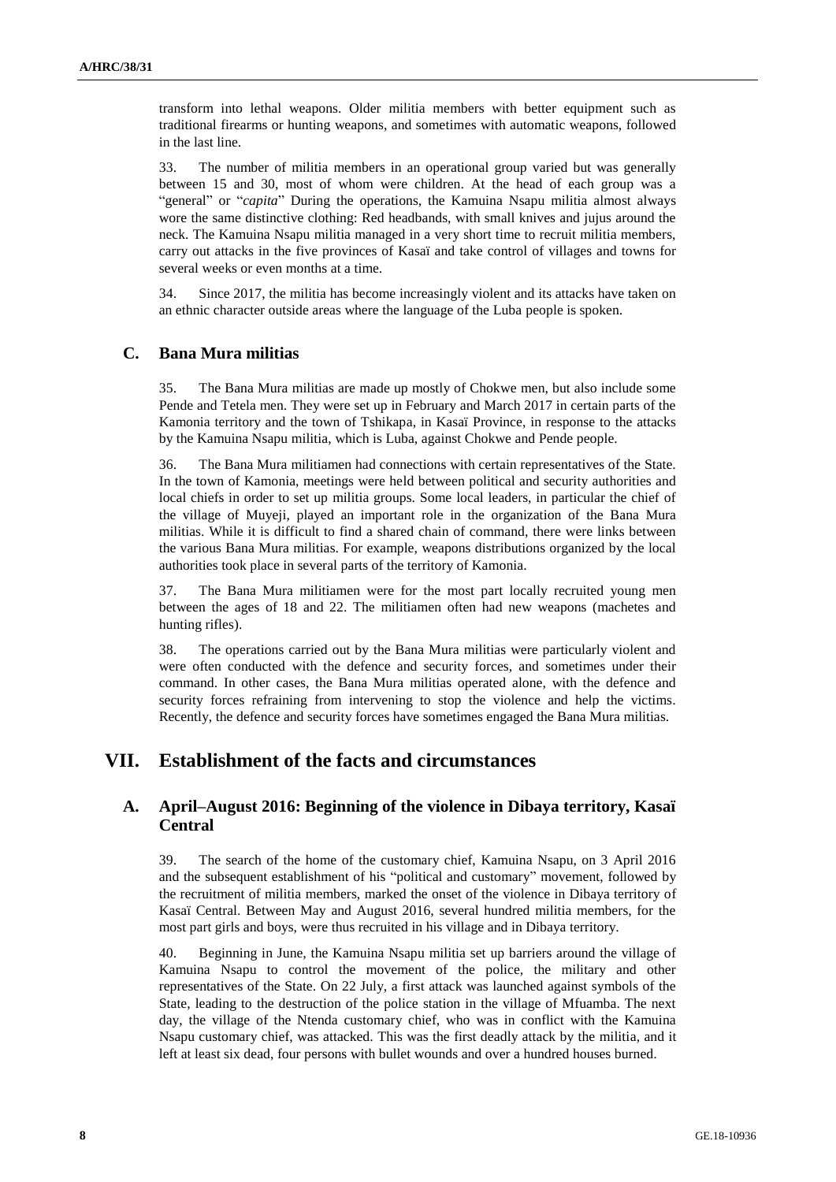transform into lethal weapons. Older militia members with better equipment such as traditional firearms or hunting weapons, and sometimes with automatic weapons, followed in the last line.

33. The number of militia members in an operational group varied but was generally between 15 and 30, most of whom were children. At the head of each group was a "general" or "*capita*" During the operations, the Kamuina Nsapu militia almost always wore the same distinctive clothing: Red headbands, with small knives and jujus around the neck. The Kamuina Nsapu militia managed in a very short time to recruit militia members, carry out attacks in the five provinces of Kasaï and take control of villages and towns for several weeks or even months at a time.

34. Since 2017, the militia has become increasingly violent and its attacks have taken on an ethnic character outside areas where the language of the Luba people is spoken.

## C. Bana Mura militias

35. The Bana Mura militias are made up mostly of Chokwe men, but also include some Pende and Tetela men. They were set up in February and March 2017 in certain parts of the Kamonia territory and the town of Tshikapa, in Kasaï Province, in response to the attacks by the Kamuina Nsapu militia, which is Luba, against Chokwe and Pende people.

36. The Bana Mura militiamen had connections with certain representatives of the State. In the town of Kamonia, meetings were held between political and security authorities and local chiefs in order to set up militia groups. Some local leaders, in particular the chief of the village of Muyeji, played an important role in the organization of the Bana Mura militias. While it is difficult to find a shared chain of command, there were links between the various Bana Mura militias. For example, weapons distributions organized by the local authorities took place in several parts of the territory of Kamonia.

37. The Bana Mura militiamen were for the most part locally recruited young men between the ages of 18 and 22. The militiamen often had new weapons (machetes and hunting rifles).

38. The operations carried out by the Bana Mura militias were particularly violent and were often conducted with the defence and security forces, and sometimes under their command. In other cases, the Bana Mura militias operated alone, with the defence and security forces refraining from intervening to stop the violence and help the victims. Recently, the defence and security forces have sometimes engaged the Bana Mura militias.

# VII. Establishment of the facts and circumstances

## A. April–August 2016: Beginning of the violence in Dibaya territory, Kasaï Central

39. The search of the home of the customary chief, Kamuina Nsapu, on 3 April 2016 and the subsequent establishment of his "political and customary" movement, followed by the recruitment of militia members, marked the onset of the violence in Dibaya territory of Kasaï Central. Between May and August 2016, several hundred militia members, for the most part girls and boys, were thus recruited in his village and in Dibaya territory.

40. Beginning in June, the Kamuina Nsapu militia set up barriers around the village of Kamuina Nsapu to control the movement of the police, the military and other representatives of the State. On 22 July, a first attack was launched against symbols of the State, leading to the destruction of the police station in the village of Mfuamba. The next day, the village of the Ntenda customary chief, who was in conflict with the Kamuina Nsapu customary chief, was attacked. This was the first deadly attack by the militia, and it left at least six dead, four persons with bullet wounds and over a hundred houses burned.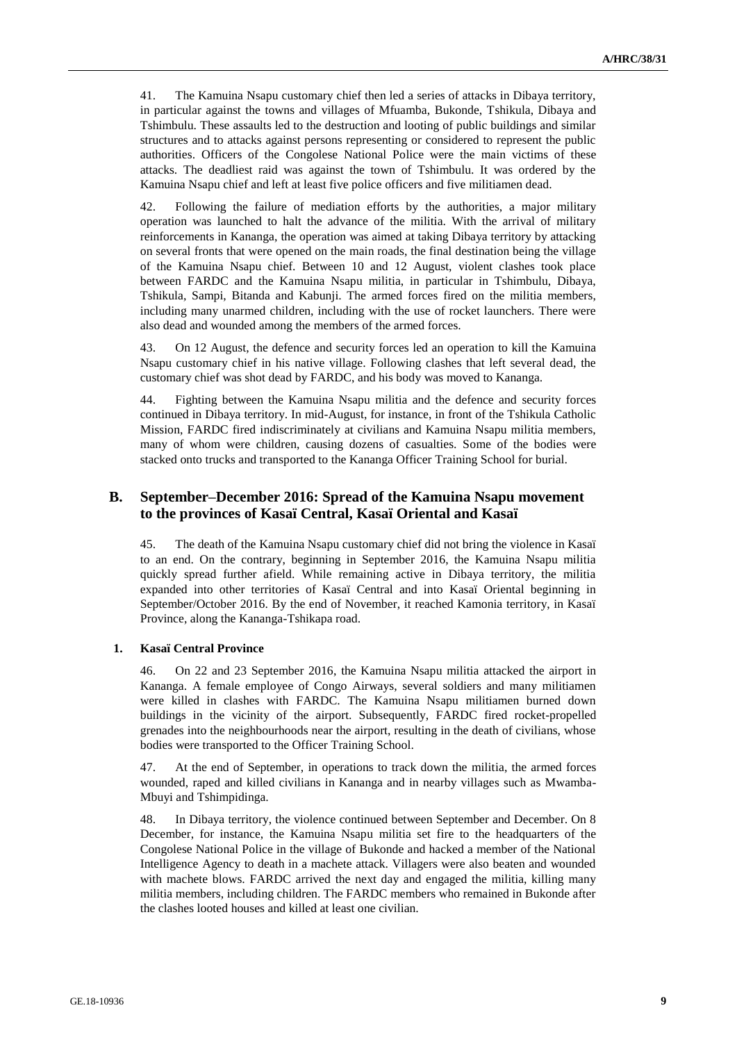41. The Kamuina Nsapu customary chief then led a series of attacks in Dibaya territory, in particular against the towns and villages of Mfuamba, Bukonde, Tshikula, Dibaya and Tshimbulu. These assaults led to the destruction and looting of public buildings and similar structures and to attacks against persons representing or considered to represent the public authorities. Officers of the Congolese National Police were the main victims of these attacks. The deadliest raid was against the town of Tshimbulu. It was ordered by the Kamuina Nsapu chief and left at least five police officers and five militiamen dead.

42. Following the failure of mediation efforts by the authorities, a major military operation was launched to halt the advance of the militia. With the arrival of military reinforcements in Kananga, the operation was aimed at taking Dibaya territory by attacking on several fronts that were opened on the main roads, the final destination being the village of the Kamuina Nsapu chief. Between 10 and 12 August, violent clashes took place between FARDC and the Kamuina Nsapu militia, in particular in Tshimbulu, Dibaya, Tshikula, Sampi, Bitanda and Kabunji. The armed forces fired on the militia members, including many unarmed children, including with the use of rocket launchers. There were also dead and wounded among the members of the armed forces.

43. On 12 August, the defence and security forces led an operation to kill the Kamuina Nsapu customary chief in his native village. Following clashes that left several dead, the customary chief was shot dead by FARDC, and his body was moved to Kananga.

44. Fighting between the Kamuina Nsapu militia and the defence and security forces continued in Dibaya territory. In mid-August, for instance, in front of the Tshikula Catholic Mission, FARDC fired indiscriminately at civilians and Kamuina Nsapu militia members, many of whom were children, causing dozens of casualties. Some of the bodies were stacked onto trucks and transported to the Kananga Officer Training School for burial.

## B. September–December 2016: Spread of the Kamuina Nsapu movement to the provinces of Kasaï Central, Kasaï Oriental and Kasaï

45. The death of the Kamuina Nsapu customary chief did not bring the violence in Kasaï to an end. On the contrary, beginning in September 2016, the Kamuina Nsapu militia quickly spread further afield. While remaining active in Dibaya territory, the militia expanded into other territories of Kasaï Central and into Kasaï Oriental beginning in September/October 2016. By the end of November, it reached Kamonia territory, in Kasaï Province, along the Kananga-Tshikapa road.

### 1. Kasaï Central Province

46. On 22 and 23 September 2016, the Kamuina Nsapu militia attacked the airport in Kananga. A female employee of Congo Airways, several soldiers and many militiamen were killed in clashes with FARDC. The Kamuina Nsapu militiamen burned down buildings in the vicinity of the airport. Subsequently, FARDC fired rocket-propelled grenades into the neighbourhoods near the airport, resulting in the death of civilians, whose bodies were transported to the Officer Training School.

47. At the end of September, in operations to track down the militia, the armed forces wounded, raped and killed civilians in Kananga and in nearby villages such as Mwamba-Mbuyi and Tshimpidinga.

48. In Dibaya territory, the violence continued between September and December. On 8 December, for instance, the Kamuina Nsapu militia set fire to the headquarters of the Congolese National Police in the village of Bukonde and hacked a member of the National Intelligence Agency to death in a machete attack. Villagers were also beaten and wounded with machete blows. FARDC arrived the next day and engaged the militia, killing many militia members, including children. The FARDC members who remained in Bukonde after the clashes looted houses and killed at least one civilian.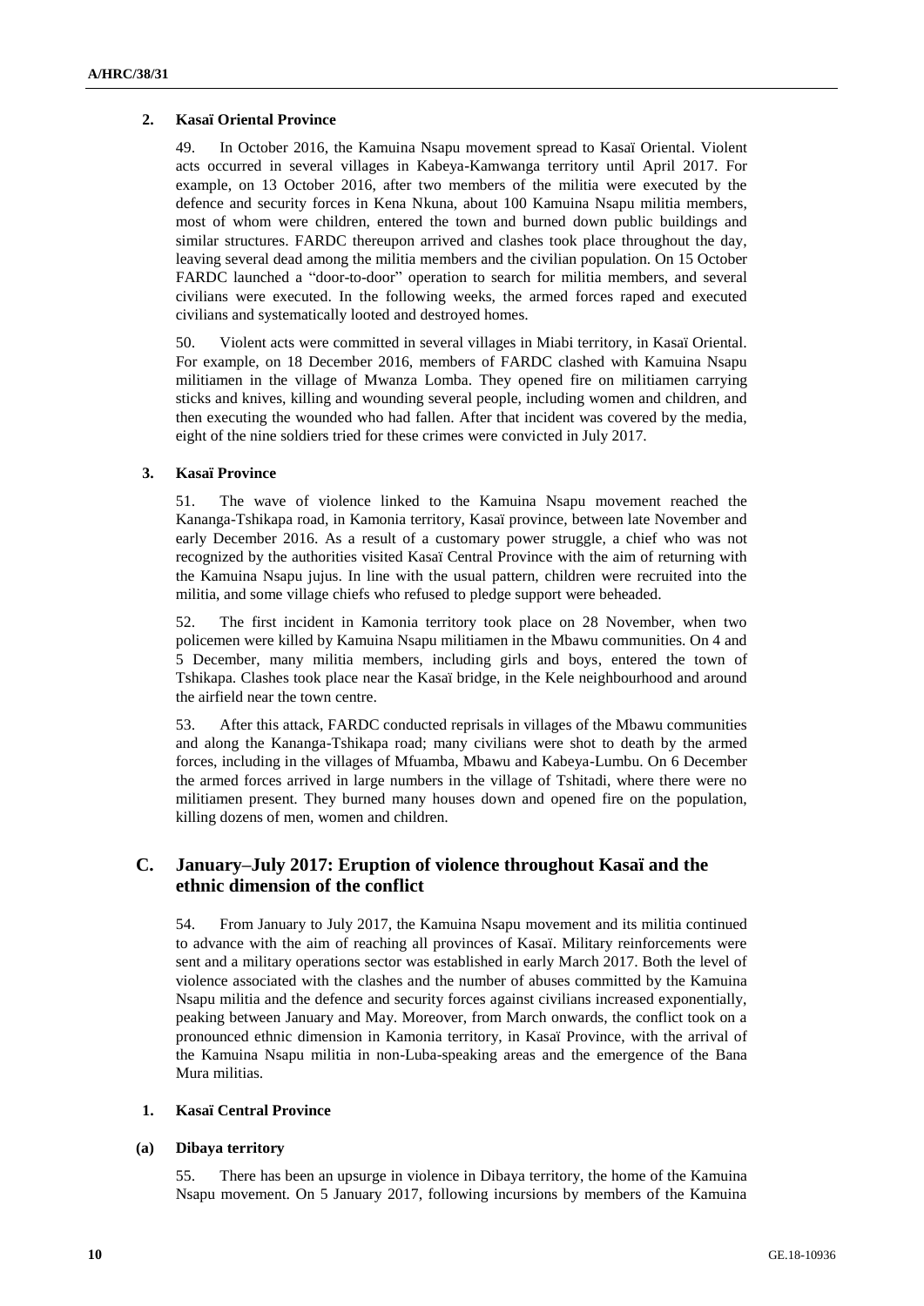### 2. Kasaï Oriental Province

49. In October 2016, the Kamuina Nsapu movement spread to Kasaï Oriental. Violent acts occurred in several villages in Kabeya-Kamwanga territory until April 2017. For example, on 13 October 2016, after two members of the militia were executed by the defence and security forces in Kena Nkuna, about 100 Kamuina Nsapu militia members, most of whom were children, entered the town and burned down public buildings and similar structures. FARDC thereupon arrived and clashes took place throughout the day, leaving several dead among the militia members and the civilian population. On 15 October FARDC launched a "door-to-door" operation to search for militia members, and several civilians were executed. In the following weeks, the armed forces raped and executed civilians and systematically looted and destroyed homes.

50. Violent acts were committed in several villages in Miabi territory, in Kasaï Oriental. For example, on 18 December 2016, members of FARDC clashed with Kamuina Nsapu militiamen in the village of Mwanza Lomba. They opened fire on militiamen carrying sticks and knives, killing and wounding several people, including women and children, and then executing the wounded who had fallen. After that incident was covered by the media, eight of the nine soldiers tried for these crimes were convicted in July 2017.

### 3. Kasaï Province

51. The wave of violence linked to the Kamuina Nsapu movement reached the Kananga-Tshikapa road, in Kamonia territory, Kasaï province, between late November and early December 2016. As a result of a customary power struggle, a chief who was not recognized by the authorities visited Kasaï Central Province with the aim of returning with the Kamuina Nsapu jujus. In line with the usual pattern, children were recruited into the militia, and some village chiefs who refused to pledge support were beheaded.

52. The first incident in Kamonia territory took place on 28 November, when two policemen were killed by Kamuina Nsapu militiamen in the Mbawu communities. On 4 and 5 December, many militia members, including girls and boys, entered the town of Tshikapa. Clashes took place near the Kasaï bridge, in the Kele neighbourhood and around the airfield near the town centre.

53. After this attack, FARDC conducted reprisals in villages of the Mbawu communities and along the Kananga-Tshikapa road; many civilians were shot to death by the armed forces, including in the villages of Mfuamba, Mbawu and Kabeya-Lumbu. On 6 December the armed forces arrived in large numbers in the village of Tshitadi, where there were no militiamen present. They burned many houses down and opened fire on the population, killing dozens of men, women and children.

## C. January–July 2017: Eruption of violence throughout Kasaï and the ethnic dimension of the conflict

54. From January to July 2017, the Kamuina Nsapu movement and its militia continued to advance with the aim of reaching all provinces of Kasaï. Military reinforcements were sent and a military operations sector was established in early March 2017. Both the level of violence associated with the clashes and the number of abuses committed by the Kamuina Nsapu militia and the defence and security forces against civilians increased exponentially, peaking between January and May. Moreover, from March onwards, the conflict took on a pronounced ethnic dimension in Kamonia territory, in Kasaï Province, with the arrival of the Kamuina Nsapu militia in non-Luba-speaking areas and the emergence of the Bana Mura militias.

### 1. Kasaï Central Province

#### (a) Dibaya territory

55. There has been an upsurge in violence in Dibaya territory, the home of the Kamuina Nsapu movement. On 5 January 2017, following incursions by members of the Kamuina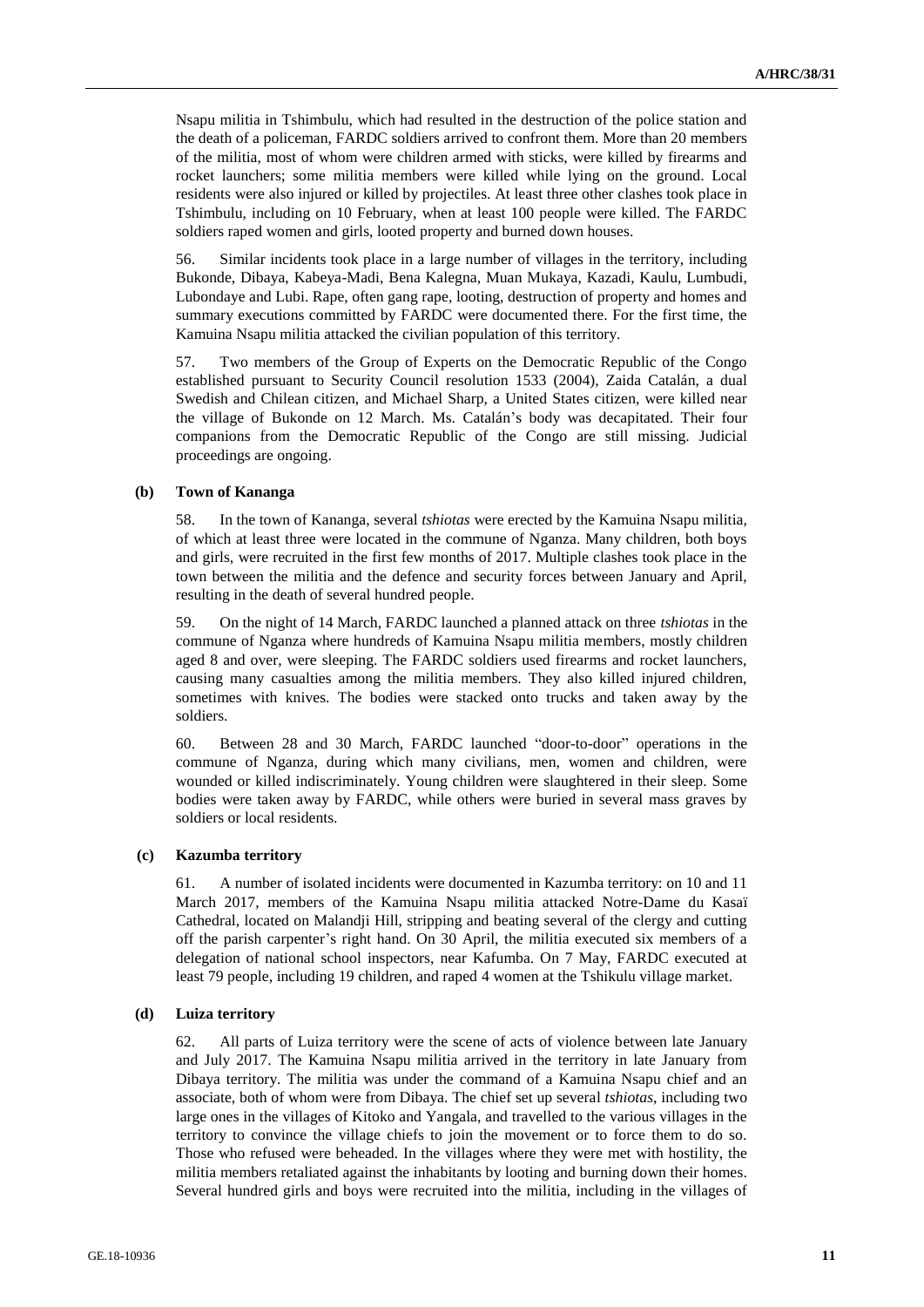Nsapu militia in Tshimbulu, which had resulted in the destruction of the police station and the death of a policeman, FARDC soldiers arrived to confront them. More than 20 members of the militia, most of whom were children armed with sticks, were killed by firearms and rocket launchers; some militia members were killed while lying on the ground. Local residents were also injured or killed by projectiles. At least three other clashes took place in Tshimbulu, including on 10 February, when at least 100 people were killed. The FARDC soldiers raped women and girls, looted property and burned down houses.

56. Similar incidents took place in a large number of villages in the territory, including Bukonde, Dibaya, Kabeya-Madi, Bena Kalegna, Muan Mukaya, Kazadi, Kaulu, Lumbudi, Lubondaye and Lubi. Rape, often gang rape, looting, destruction of property and homes and summary executions committed by FARDC were documented there. For the first time, the Kamuina Nsapu militia attacked the civilian population of this territory.

57. Two members of the Group of Experts on the Democratic Republic of the Congo established pursuant to Security Council resolution 1533 (2004), Zaida Catalán, a dual Swedish and Chilean citizen, and Michael Sharp, a United States citizen, were killed near the village of Bukonde on 12 March. Ms. Catalán's body was decapitated. Their four companions from the Democratic Republic of the Congo are still missing. Judicial proceedings are ongoing.

### (b) Town of Kananga

58. In the town of Kananga, several *tshiotas* were erected by the Kamuina Nsapu militia, of which at least three were located in the commune of Nganza. Many children, both boys and girls, were recruited in the first few months of 2017. Multiple clashes took place in the town between the militia and the defence and security forces between January and April, resulting in the death of several hundred people.

59. On the night of 14 March, FARDC launched a planned attack on three *tshiotas* in the commune of Nganza where hundreds of Kamuina Nsapu militia members, mostly children aged 8 and over, were sleeping. The FARDC soldiers used firearms and rocket launchers, causing many casualties among the militia members. They also killed injured children, sometimes with knives. The bodies were stacked onto trucks and taken away by the soldiers.

60. Between 28 and 30 March, FARDC launched "door-to-door" operations in the commune of Nganza, during which many civilians, men, women and children, were wounded or killed indiscriminately. Young children were slaughtered in their sleep. Some bodies were taken away by FARDC, while others were buried in several mass graves by soldiers or local residents.

### (c) Kazumba territory

61. A number of isolated incidents were documented in Kazumba territory: on 10 and 11 March 2017, members of the Kamuina Nsapu militia attacked Notre-Dame du Kasaï Cathedral, located on Malandji Hill, stripping and beating several of the clergy and cutting off the parish carpenter's right hand. On 30 April, the militia executed six members of a delegation of national school inspectors, near Kafumba. On 7 May, FARDC executed at least 79 people, including 19 children, and raped 4 women at the Tshikulu village market.

### (d) Luiza territory

62. All parts of Luiza territory were the scene of acts of violence between late January and July 2017. The Kamuina Nsapu militia arrived in the territory in late January from Dibaya territory. The militia was under the command of a Kamuina Nsapu chief and an associate, both of whom were from Dibaya. The chief set up several *tshiotas*, including two large ones in the villages of Kitoko and Yangala, and travelled to the various villages in the territory to convince the village chiefs to join the movement or to force them to do so. Those who refused were beheaded. In the villages where they were met with hostility, the militia members retaliated against the inhabitants by looting and burning down their homes. Several hundred girls and boys were recruited into the militia, including in the villages of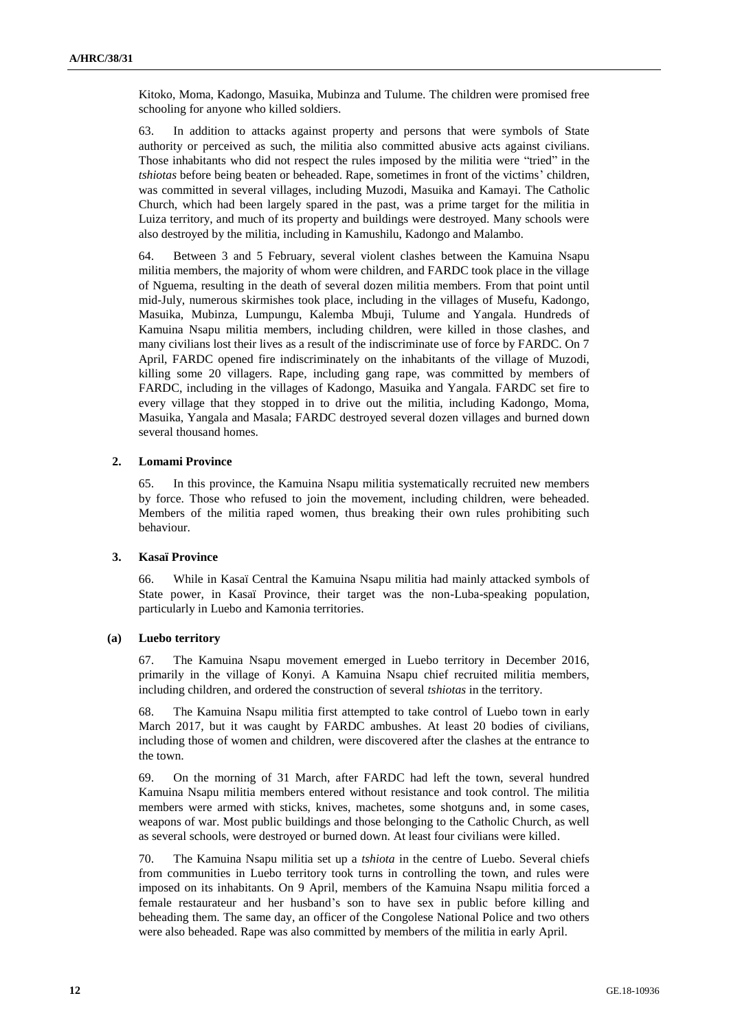Kitoko, Moma, Kadongo, Masuika, Mubinza and Tulume. The children were promised free schooling for anyone who killed soldiers.

63. In addition to attacks against property and persons that were symbols of State authority or perceived as such, the militia also committed abusive acts against civilians. Those inhabitants who did not respect the rules imposed by the militia were "tried" in the *tshiotas* before being beaten or beheaded. Rape, sometimes in front of the victims' children, was committed in several villages, including Muzodi, Masuika and Kamayi. The Catholic Church, which had been largely spared in the past, was a prime target for the militia in Luiza territory, and much of its property and buildings were destroyed. Many schools were also destroyed by the militia, including in Kamushilu, Kadongo and Malambo.

64. Between 3 and 5 February, several violent clashes between the Kamuina Nsapu militia members, the majority of whom were children, and FARDC took place in the village of Nguema, resulting in the death of several dozen militia members. From that point until mid-July, numerous skirmishes took place, including in the villages of Musefu, Kadongo, Masuika, Mubinza, Lumpungu, Kalemba Mbuji, Tulume and Yangala. Hundreds of Kamuina Nsapu militia members, including children, were killed in those clashes, and many civilians lost their lives as a result of the indiscriminate use of force by FARDC. On 7 April, FARDC opened fire indiscriminately on the inhabitants of the village of Muzodi, killing some 20 villagers. Rape, including gang rape, was committed by members of FARDC, including in the villages of Kadongo, Masuika and Yangala. FARDC set fire to every village that they stopped in to drive out the militia, including Kadongo, Moma, Masuika, Yangala and Masala; FARDC destroyed several dozen villages and burned down several thousand homes.

### 2. Lomami Province

65. In this province, the Kamuina Nsapu militia systematically recruited new members by force. Those who refused to join the movement, including children, were beheaded. Members of the militia raped women, thus breaking their own rules prohibiting such behaviour.

### 3. Kasaï Province

66. While in Kasaï Central the Kamuina Nsapu militia had mainly attacked symbols of State power, in Kasaï Province, their target was the non-Luba-speaking population, particularly in Luebo and Kamonia territories.

#### (a) Luebo territory

67. The Kamuina Nsapu movement emerged in Luebo territory in December 2016, primarily in the village of Konyi. A Kamuina Nsapu chief recruited militia members, including children, and ordered the construction of several *tshiotas* in the territory.

68. The Kamuina Nsapu militia first attempted to take control of Luebo town in early March 2017, but it was caught by FARDC ambushes. At least 20 bodies of civilians, including those of women and children, were discovered after the clashes at the entrance to the town.

69. On the morning of 31 March, after FARDC had left the town, several hundred Kamuina Nsapu militia members entered without resistance and took control. The militia members were armed with sticks, knives, machetes, some shotguns and, in some cases, weapons of war. Most public buildings and those belonging to the Catholic Church, as well as several schools, were destroyed or burned down. At least four civilians were killed.

70. The Kamuina Nsapu militia set up a *tshiota* in the centre of Luebo. Several chiefs from communities in Luebo territory took turns in controlling the town, and rules were imposed on its inhabitants. On 9 April, members of the Kamuina Nsapu militia forced a female restaurateur and her husband's son to have sex in public before killing and beheading them. The same day, an officer of the Congolese National Police and two others were also beheaded. Rape was also committed by members of the militia in early April.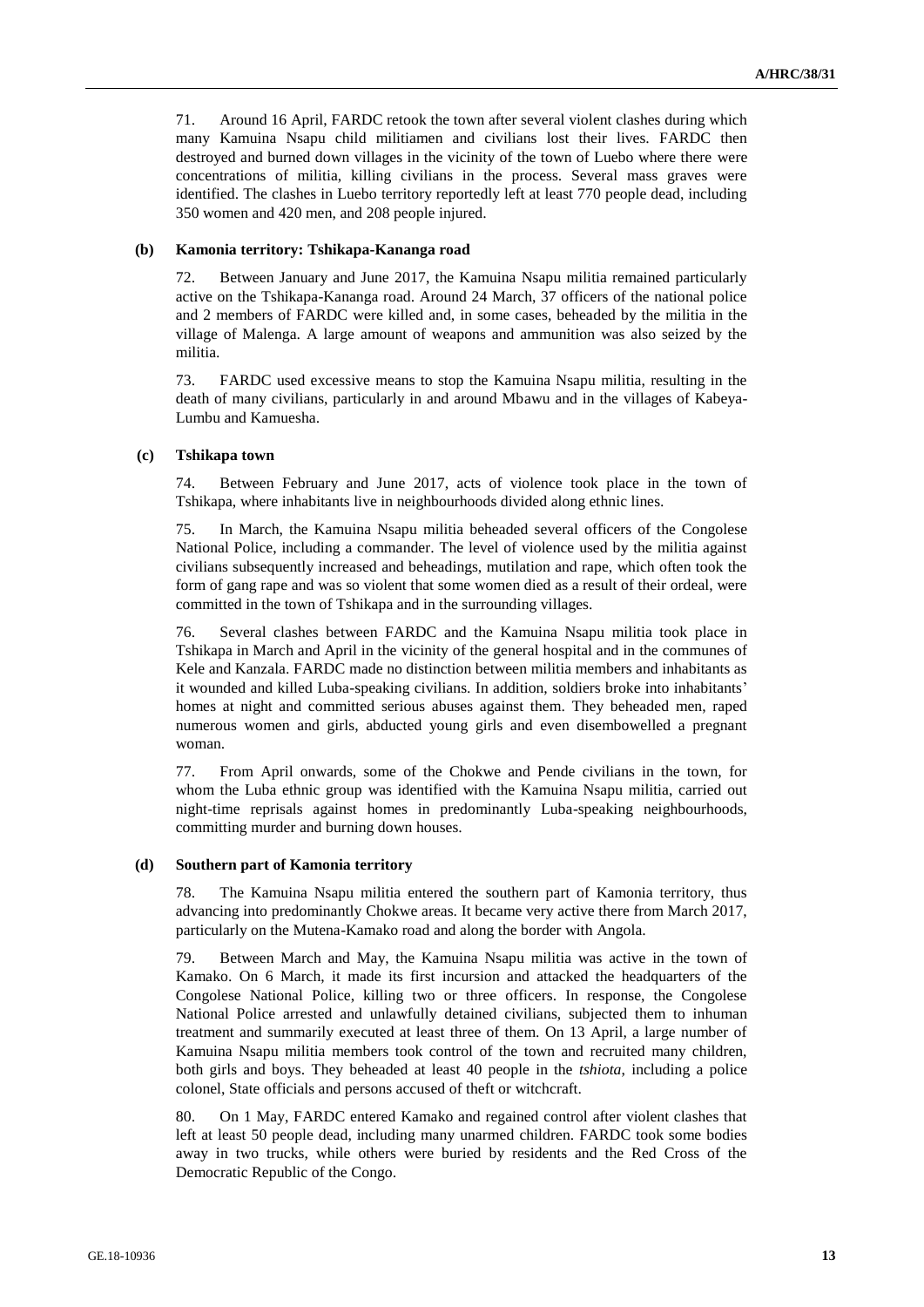71. Around 16 April, FARDC retook the town after several violent clashes during which many Kamuina Nsapu child militiamen and civilians lost their lives. FARDC then destroyed and burned down villages in the vicinity of the town of Luebo where there were concentrations of militia, killing civilians in the process. Several mass graves were identified. The clashes in Luebo territory reportedly left at least 770 people dead, including 350 women and 420 men, and 208 people injured.

#### (b) Kamonia territory: Tshikapa-Kananga road

72. Between January and June 2017, the Kamuina Nsapu militia remained particularly active on the Tshikapa-Kananga road. Around 24 March, 37 officers of the national police and 2 members of FARDC were killed and, in some cases, beheaded by the militia in the village of Malenga. A large amount of weapons and ammunition was also seized by the militia.

73. FARDC used excessive means to stop the Kamuina Nsapu militia, resulting in the death of many civilians, particularly in and around Mbawu and in the villages of Kabeya-Lumbu and Kamuesha.

#### (c) Tshikapa town

74. Between February and June 2017, acts of violence took place in the town of Tshikapa, where inhabitants live in neighbourhoods divided along ethnic lines.

75. In March, the Kamuina Nsapu militia beheaded several officers of the Congolese National Police, including a commander. The level of violence used by the militia against civilians subsequently increased and beheadings, mutilation and rape, which often took the form of gang rape and was so violent that some women died as a result of their ordeal, were committed in the town of Tshikapa and in the surrounding villages.

76. Several clashes between FARDC and the Kamuina Nsapu militia took place in Tshikapa in March and April in the vicinity of the general hospital and in the communes of Kele and Kanzala. FARDC made no distinction between militia members and inhabitants as it wounded and killed Luba-speaking civilians. In addition, soldiers broke into inhabitants' homes at night and committed serious abuses against them. They beheaded men, raped numerous women and girls, abducted young girls and even disembowelled a pregnant woman.

77. From April onwards, some of the Chokwe and Pende civilians in the town, for whom the Luba ethnic group was identified with the Kamuina Nsapu militia, carried out night-time reprisals against homes in predominantly Luba-speaking neighbourhoods, committing murder and burning down houses.

#### (d) Southern part of Kamonia territory

78. The Kamuina Nsapu militia entered the southern part of Kamonia territory, thus advancing into predominantly Chokwe areas. It became very active there from March 2017, particularly on the Mutena-Kamako road and along the border with Angola.

79. Between March and May, the Kamuina Nsapu militia was active in the town of Kamako. On 6 March, it made its first incursion and attacked the headquarters of the Congolese National Police, killing two or three officers. In response, the Congolese National Police arrested and unlawfully detained civilians, subjected them to inhuman treatment and summarily executed at least three of them. On 13 April, a large number of Kamuina Nsapu militia members took control of the town and recruited many children, both girls and boys. They beheaded at least 40 people in the *tshiota*, including a police colonel, State officials and persons accused of theft or witchcraft.

80. On 1 May, FARDC entered Kamako and regained control after violent clashes that left at least 50 people dead, including many unarmed children. FARDC took some bodies away in two trucks, while others were buried by residents and the Red Cross of the Democratic Republic of the Congo.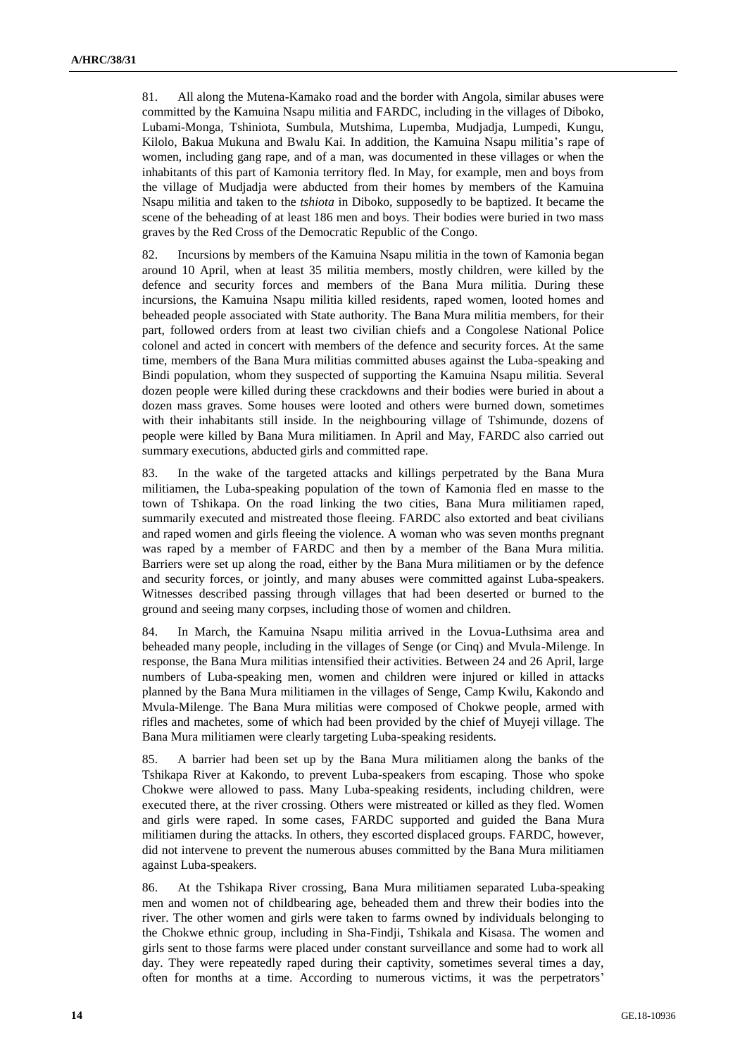81. All along the Mutena-Kamako road and the border with Angola, similar abuses were committed by the Kamuina Nsapu militia and FARDC, including in the villages of Diboko, Lubami-Monga, Tshiniota, Sumbula, Mutshima, Lupemba, Mudjadja, Lumpedi, Kungu, Kilolo, Bakua Mukuna and Bwalu Kai. In addition, the Kamuina Nsapu militia's rape of women, including gang rape, and of a man, was documented in these villages or when the inhabitants of this part of Kamonia territory fled. In May, for example, men and boys from the village of Mudjadja were abducted from their homes by members of the Kamuina Nsapu militia and taken to the *tshiota* in Diboko, supposedly to be baptized. It became the scene of the beheading of at least 186 men and boys. Their bodies were buried in two mass graves by the Red Cross of the Democratic Republic of the Congo.

82. Incursions by members of the Kamuina Nsapu militia in the town of Kamonia began around 10 April, when at least 35 militia members, mostly children, were killed by the defence and security forces and members of the Bana Mura militia. During these incursions, the Kamuina Nsapu militia killed residents, raped women, looted homes and beheaded people associated with State authority. The Bana Mura militia members, for their part, followed orders from at least two civilian chiefs and a Congolese National Police colonel and acted in concert with members of the defence and security forces. At the same time, members of the Bana Mura militias committed abuses against the Luba-speaking and Bindi population, whom they suspected of supporting the Kamuina Nsapu militia. Several dozen people were killed during these crackdowns and their bodies were buried in about a dozen mass graves. Some houses were looted and others were burned down, sometimes with their inhabitants still inside. In the neighbouring village of Tshimunde, dozens of people were killed by Bana Mura militiamen. In April and May, FARDC also carried out summary executions, abducted girls and committed rape.

83. In the wake of the targeted attacks and killings perpetrated by the Bana Mura militiamen, the Luba-speaking population of the town of Kamonia fled en masse to the town of Tshikapa. On the road linking the two cities, Bana Mura militiamen raped, summarily executed and mistreated those fleeing. FARDC also extorted and beat civilians and raped women and girls fleeing the violence. A woman who was seven months pregnant was raped by a member of FARDC and then by a member of the Bana Mura militia. Barriers were set up along the road, either by the Bana Mura militiamen or by the defence and security forces, or jointly, and many abuses were committed against Luba-speakers. Witnesses described passing through villages that had been deserted or burned to the ground and seeing many corpses, including those of women and children.

84. In March, the Kamuina Nsapu militia arrived in the Lovua-Luthsima area and beheaded many people, including in the villages of Senge (or Cinq) and Mvula-Milenge. In response, the Bana Mura militias intensified their activities. Between 24 and 26 April, large numbers of Luba-speaking men, women and children were injured or killed in attacks planned by the Bana Mura militiamen in the villages of Senge, Camp Kwilu, Kakondo and Mvula-Milenge. The Bana Mura militias were composed of Chokwe people, armed with rifles and machetes, some of which had been provided by the chief of Muyeji village. The Bana Mura militiamen were clearly targeting Luba-speaking residents.

85. A barrier had been set up by the Bana Mura militiamen along the banks of the Tshikapa River at Kakondo, to prevent Luba-speakers from escaping. Those who spoke Chokwe were allowed to pass. Many Luba-speaking residents, including children, were executed there, at the river crossing. Others were mistreated or killed as they fled. Women and girls were raped. In some cases, FARDC supported and guided the Bana Mura militiamen during the attacks. In others, they escorted displaced groups. FARDC, however, did not intervene to prevent the numerous abuses committed by the Bana Mura militiamen against Luba-speakers.

86. At the Tshikapa River crossing, Bana Mura militiamen separated Luba-speaking men and women not of childbearing age, beheaded them and threw their bodies into the river. The other women and girls were taken to farms owned by individuals belonging to the Chokwe ethnic group, including in Sha-Findji, Tshikala and Kisasa. The women and girls sent to those farms were placed under constant surveillance and some had to work all day. They were repeatedly raped during their captivity, sometimes several times a day, often for months at a time. According to numerous victims, it was the perpetrators'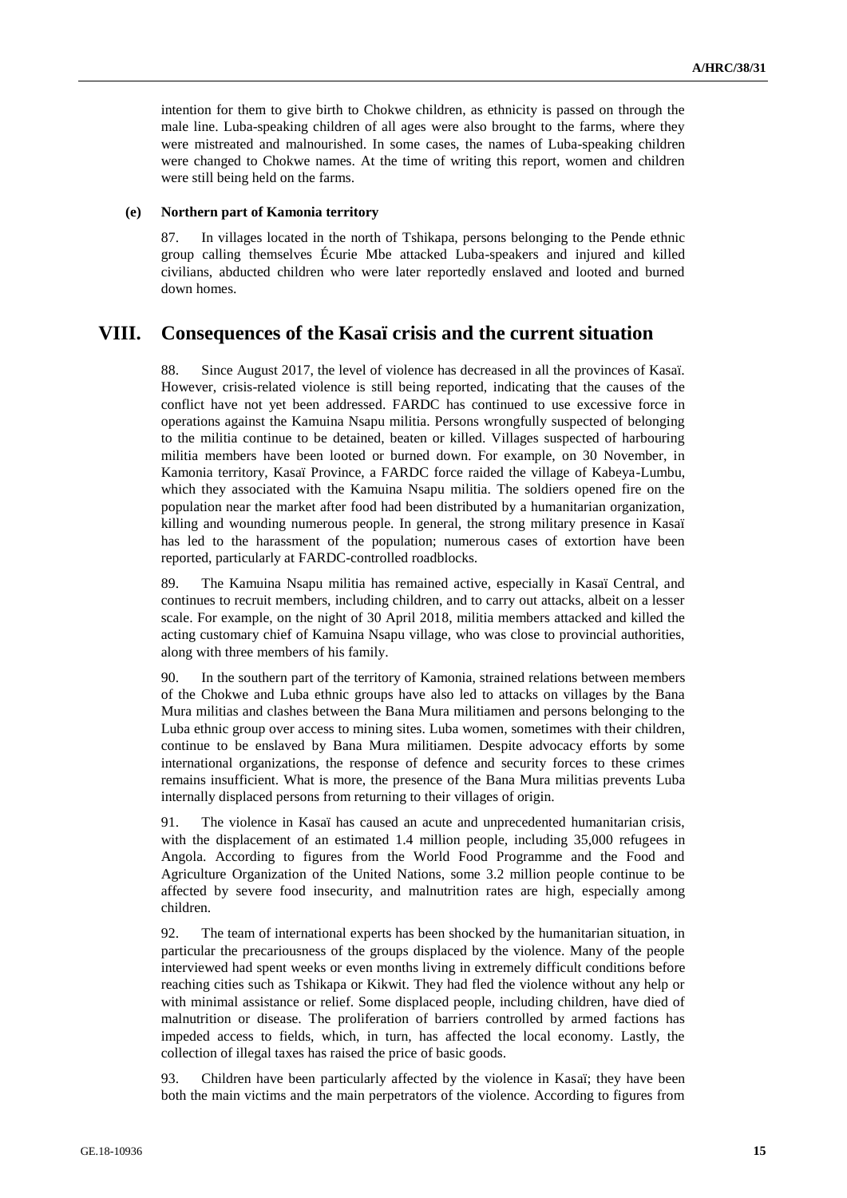intention for them to give birth to Chokwe children, as ethnicity is passed on through the male line. Luba-speaking children of all ages were also brought to the farms, where they were mistreated and malnourished. In some cases, the names of Luba-speaking children were changed to Chokwe names. At the time of writing this report, women and children were still being held on the farms.

#### (e) Northern part of Kamonia territory

87. In villages located in the north of Tshikapa, persons belonging to the Pende ethnic group calling themselves Écurie Mbe attacked Luba-speakers and injured and killed civilians, abducted children who were later reportedly enslaved and looted and burned down homes.

## VIII. Consequences of the Kasaï crisis and the current situation

88. Since August 2017, the level of violence has decreased in all the provinces of Kasaï. However, crisis-related violence is still being reported, indicating that the causes of the conflict have not yet been addressed. FARDC has continued to use excessive force in operations against the Kamuina Nsapu militia. Persons wrongfully suspected of belonging to the militia continue to be detained, beaten or killed. Villages suspected of harbouring militia members have been looted or burned down. For example, on 30 November, in Kamonia territory, Kasaï Province, a FARDC force raided the village of Kabeya-Lumbu, which they associated with the Kamuina Nsapu militia. The soldiers opened fire on the population near the market after food had been distributed by a humanitarian organization, killing and wounding numerous people. In general, the strong military presence in Kasaï has led to the harassment of the population; numerous cases of extortion have been reported, particularly at FARDC-controlled roadblocks.

89. The Kamuina Nsapu militia has remained active, especially in Kasaï Central, and continues to recruit members, including children, and to carry out attacks, albeit on a lesser scale. For example, on the night of 30 April 2018, militia members attacked and killed the acting customary chief of Kamuina Nsapu village, who was close to provincial authorities, along with three members of his family.

90. In the southern part of the territory of Kamonia, strained relations between members of the Chokwe and Luba ethnic groups have also led to attacks on villages by the Bana Mura militias and clashes between the Bana Mura militiamen and persons belonging to the Luba ethnic group over access to mining sites. Luba women, sometimes with their children, continue to be enslaved by Bana Mura militiamen. Despite advocacy efforts by some international organizations, the response of defence and security forces to these crimes remains insufficient. What is more, the presence of the Bana Mura militias prevents Luba internally displaced persons from returning to their villages of origin.

91. The violence in Kasaï has caused an acute and unprecedented humanitarian crisis, with the displacement of an estimated 1.4 million people, including 35,000 refugees in Angola. According to figures from the World Food Programme and the Food and Agriculture Organization of the United Nations, some 3.2 million people continue to be affected by severe food insecurity, and malnutrition rates are high, especially among children.

92. The team of international experts has been shocked by the humanitarian situation, in particular the precariousness of the groups displaced by the violence. Many of the people interviewed had spent weeks or even months living in extremely difficult conditions before reaching cities such as Tshikapa or Kikwit. They had fled the violence without any help or with minimal assistance or relief. Some displaced people, including children, have died of malnutrition or disease. The proliferation of barriers controlled by armed factions has impeded access to fields, which, in turn, has affected the local economy. Lastly, the collection of illegal taxes has raised the price of basic goods.

93. Children have been particularly affected by the violence in Kasaï; they have been both the main victims and the main perpetrators of the violence. According to figures from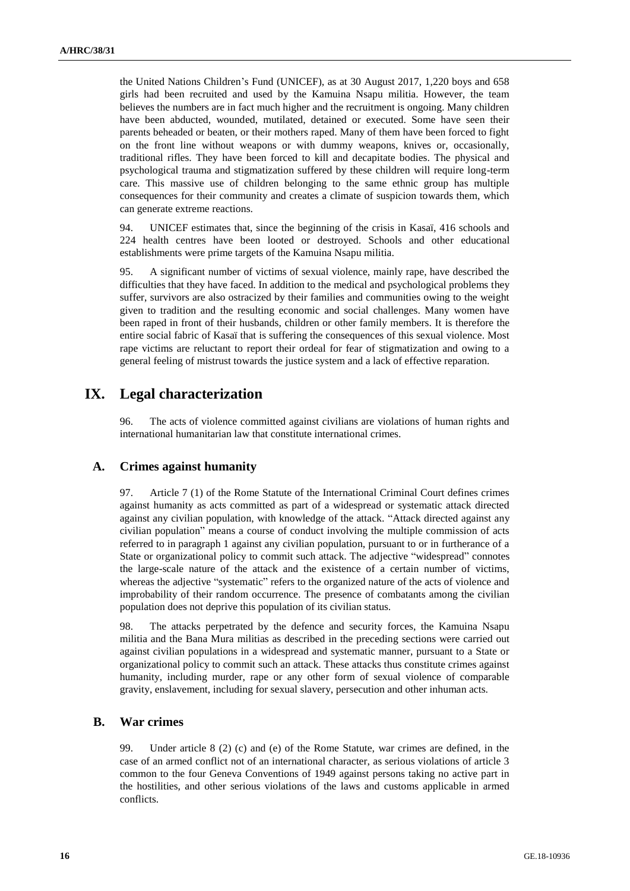the United Nations Children's Fund (UNICEF), as at 30 August 2017, 1,220 boys and 658 girls had been recruited and used by the Kamuina Nsapu militia. However, the team believes the numbers are in fact much higher and the recruitment is ongoing. Many children have been abducted, wounded, mutilated, detained or executed. Some have seen their parents beheaded or beaten, or their mothers raped. Many of them have been forced to fight on the front line without weapons or with dummy weapons, knives or, occasionally, traditional rifles. They have been forced to kill and decapitate bodies. The physical and psychological trauma and stigmatization suffered by these children will require long-term care. This massive use of children belonging to the same ethnic group has multiple consequences for their community and creates a climate of suspicion towards them, which can generate extreme reactions.

94. UNICEF estimates that, since the beginning of the crisis in Kasaï, 416 schools and 224 health centres have been looted or destroyed. Schools and other educational establishments were prime targets of the Kamuina Nsapu militia.

95. A significant number of victims of sexual violence, mainly rape, have described the difficulties that they have faced. In addition to the medical and psychological problems they suffer, survivors are also ostracized by their families and communities owing to the weight given to tradition and the resulting economic and social challenges. Many women have been raped in front of their husbands, children or other family members. It is therefore the entire social fabric of Kasaï that is suffering the consequences of this sexual violence. Most rape victims are reluctant to report their ordeal for fear of stigmatization and owing to a general feeling of mistrust towards the justice system and a lack of effective reparation.

# IX. Legal characterization

96. The acts of violence committed against civilians are violations of human rights and international humanitarian law that constitute international crimes.

## A. Crimes against humanity

97. Article 7 (1) of the Rome Statute of the International Criminal Court defines crimes against humanity as acts committed as part of a widespread or systematic attack directed against any civilian population, with knowledge of the attack. "Attack directed against any civilian population" means a course of conduct involving the multiple commission of acts referred to in paragraph 1 against any civilian population, pursuant to or in furtherance of a State or organizational policy to commit such attack. The adjective "widespread" connotes the large-scale nature of the attack and the existence of a certain number of victims, whereas the adjective "systematic" refers to the organized nature of the acts of violence and improbability of their random occurrence. The presence of combatants among the civilian population does not deprive this population of its civilian status.

98. The attacks perpetrated by the defence and security forces, the Kamuina Nsapu militia and the Bana Mura militias as described in the preceding sections were carried out against civilian populations in a widespread and systematic manner, pursuant to a State or organizational policy to commit such an attack. These attacks thus constitute crimes against humanity, including murder, rape or any other form of sexual violence of comparable gravity, enslavement, including for sexual slavery, persecution and other inhuman acts.

## B. War crimes

99. Under article 8 (2) (c) and (e) of the Rome Statute, war crimes are defined, in the case of an armed conflict not of an international character, as serious violations of article 3 common to the four Geneva Conventions of 1949 against persons taking no active part in the hostilities, and other serious violations of the laws and customs applicable in armed conflicts.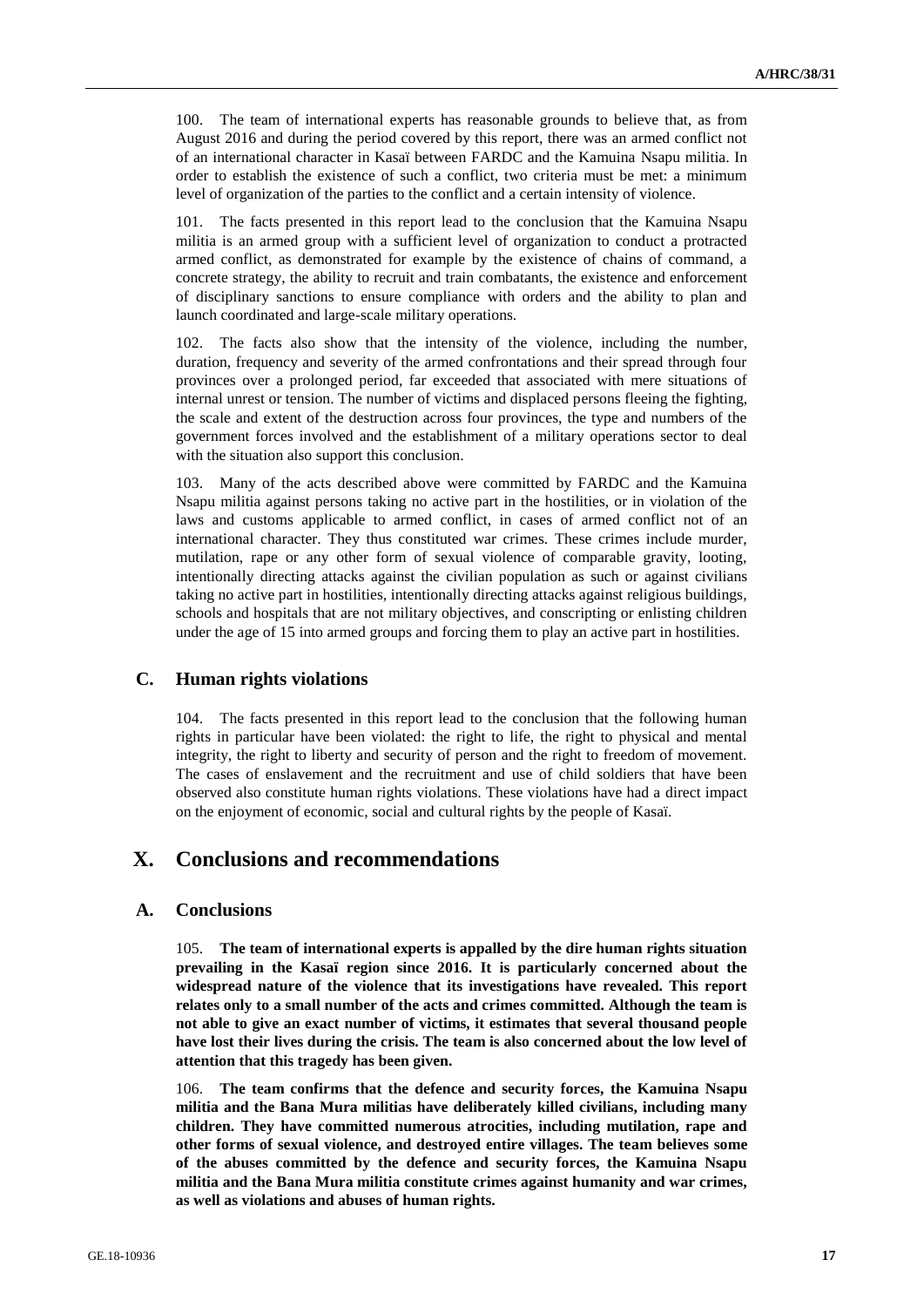100. The team of international experts has reasonable grounds to believe that, as from August 2016 and during the period covered by this report, there was an armed conflict not of an international character in Kasaï between FARDC and the Kamuina Nsapu militia. In order to establish the existence of such a conflict, two criteria must be met: a minimum level of organization of the parties to the conflict and a certain intensity of violence.

101. The facts presented in this report lead to the conclusion that the Kamuina Nsapu militia is an armed group with a sufficient level of organization to conduct a protracted armed conflict, as demonstrated for example by the existence of chains of command, a concrete strategy, the ability to recruit and train combatants, the existence and enforcement of disciplinary sanctions to ensure compliance with orders and the ability to plan and launch coordinated and large-scale military operations.

102. The facts also show that the intensity of the violence, including the number, duration, frequency and severity of the armed confrontations and their spread through four provinces over a prolonged period, far exceeded that associated with mere situations of internal unrest or tension. The number of victims and displaced persons fleeing the fighting, the scale and extent of the destruction across four provinces, the type and numbers of the government forces involved and the establishment of a military operations sector to deal with the situation also support this conclusion.

103. Many of the acts described above were committed by FARDC and the Kamuina Nsapu militia against persons taking no active part in the hostilities, or in violation of the laws and customs applicable to armed conflict, in cases of armed conflict not of an international character. They thus constituted war crimes. These crimes include murder, mutilation, rape or any other form of sexual violence of comparable gravity, looting, intentionally directing attacks against the civilian population as such or against civilians taking no active part in hostilities, intentionally directing attacks against religious buildings, schools and hospitals that are not military objectives, and conscripting or enlisting children under the age of 15 into armed groups and forcing them to play an active part in hostilities.

## C. Human rights violations

104. The facts presented in this report lead to the conclusion that the following human rights in particular have been violated: the right to life, the right to physical and mental integrity, the right to liberty and security of person and the right to freedom of movement. The cases of enslavement and the recruitment and use of child soldiers that have been observed also constitute human rights violations. These violations have had a direct impact on the enjoyment of economic, social and cultural rights by the people of Kasaï.

# X. Conclusions and recommendations

## A. Conclusions

105. **The team of international experts is appalled by the dire human rights situation prevailing in the Kasaï region since 2016. It is particularly concerned about the widespread nature of the violence that its investigations have revealed. This report relates only to a small number of the acts and crimes committed. Although the team is not able to give an exact number of victims, it estimates that several thousand people have lost their lives during the crisis. The team is also concerned about the low level of attention that this tragedy has been given.**

106. **The team confirms that the defence and security forces, the Kamuina Nsapu militia and the Bana Mura militias have deliberately killed civilians, including many children. They have committed numerous atrocities, including mutilation, rape and other forms of sexual violence, and destroyed entire villages. The team believes some of the abuses committed by the defence and security forces, the Kamuina Nsapu militia and the Bana Mura militia constitute crimes against humanity and war crimes, as well as violations and abuses of human rights.**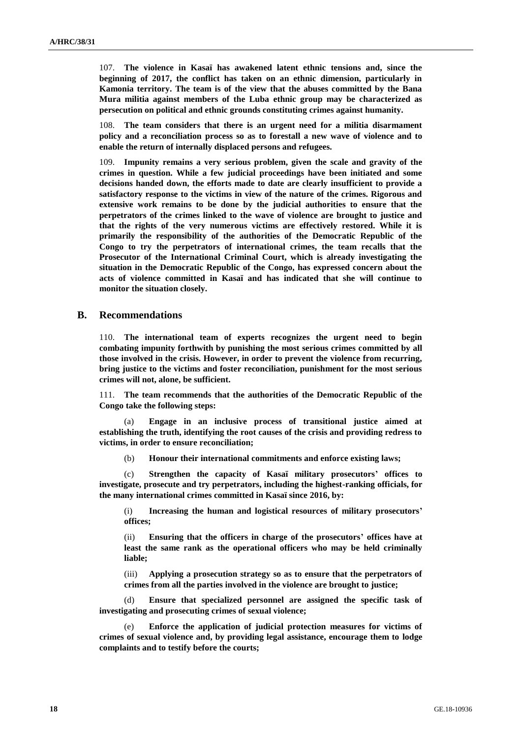107. **The violence in Kasaï has awakened latent ethnic tensions and, since the beginning of 2017, the conflict has taken on an ethnic dimension, particularly in Kamonia territory. The team is of the view that the abuses committed by the Bana Mura militia against members of the Luba ethnic group may be characterized as persecution on political and ethnic grounds constituting crimes against humanity.**

108. **The team considers that there is an urgent need for a militia disarmament policy and a reconciliation process so as to forestall a new wave of violence and to enable the return of internally displaced persons and refugees.**

109. **Impunity remains a very serious problem, given the scale and gravity of the crimes in question. While a few judicial proceedings have been initiated and some decisions handed down, the efforts made to date are clearly insufficient to provide a satisfactory response to the victims in view of the nature of the crimes. Rigorous and extensive work remains to be done by the judicial authorities to ensure that the perpetrators of the crimes linked to the wave of violence are brought to justice and that the rights of the very numerous victims are effectively restored. While it is primarily the responsibility of the authorities of the Democratic Republic of the Congo to try the perpetrators of international crimes, the team recalls that the Prosecutor of the International Criminal Court, which is already investigating the situation in the Democratic Republic of the Congo, has expressed concern about the acts of violence committed in Kasaï and has indicated that she will continue to monitor the situation closely.**

## B. Recommendations

110. **The international team of experts recognizes the urgent need to begin combating impunity forthwith by punishing the most serious crimes committed by all those involved in the crisis. However, in order to prevent the violence from recurring, bring justice to the victims and foster reconciliation, punishment for the most serious crimes will not, alone, be sufficient.**

111. **The team recommends that the authorities of the Democratic Republic of the Congo take the following steps:**

(a) **Engage in an inclusive process of transitional justice aimed at establishing the truth, identifying the root causes of the crisis and providing redress to victims, in order to ensure reconciliation;**

(b) **Honour their international commitments and enforce existing laws;**

(c) **Strengthen the capacity of Kasaï military prosecutors' offices to investigate, prosecute and try perpetrators, including the highest-ranking officials, for the many international crimes committed in Kasaï since 2016, by:**

(i) **Increasing the human and logistical resources of military prosecutors' offices;**

(ii) **Ensuring that the officers in charge of the prosecutors' offices have at least the same rank as the operational officers who may be held criminally liable;**

(iii) **Applying a prosecution strategy so as to ensure that the perpetrators of crimes from all the parties involved in the violence are brought to justice;**

(d) **Ensure that specialized personnel are assigned the specific task of investigating and prosecuting crimes of sexual violence;**

(e) **Enforce the application of judicial protection measures for victims of crimes of sexual violence and, by providing legal assistance, encourage them to lodge complaints and to testify before the courts;**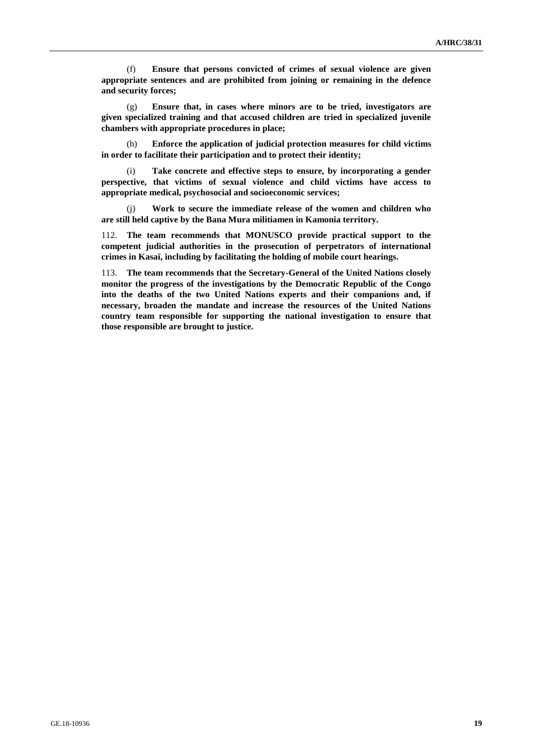(f) **Ensure that persons convicted of crimes of sexual violence are given appropriate sentences and are prohibited from joining or remaining in the defence and security forces;**

(g) **Ensure that, in cases where minors are to be tried, investigators are given specialized training and that accused children are tried in specialized juvenile chambers with appropriate procedures in place;**

(h) **Enforce the application of judicial protection measures for child victims in order to facilitate their participation and to protect their identity;**

(i) **Take concrete and effective steps to ensure, by incorporating a gender perspective, that victims of sexual violence and child victims have access to appropriate medical, psychosocial and socioeconomic services;**

(j) **Work to secure the immediate release of the women and children who are still held captive by the Bana Mura militiamen in Kamonia territory.**

112. **The team recommends that MONUSCO provide practical support to the competent judicial authorities in the prosecution of perpetrators of international crimes in Kasaï, including by facilitating the holding of mobile court hearings.**

113. **The team recommends that the Secretary-General of the United Nations closely monitor the progress of the investigations by the Democratic Republic of the Congo into the deaths of the two United Nations experts and their companions and, if necessary, broaden the mandate and increase the resources of the United Nations country team responsible for supporting the national investigation to ensure that those responsible are brought to justice.**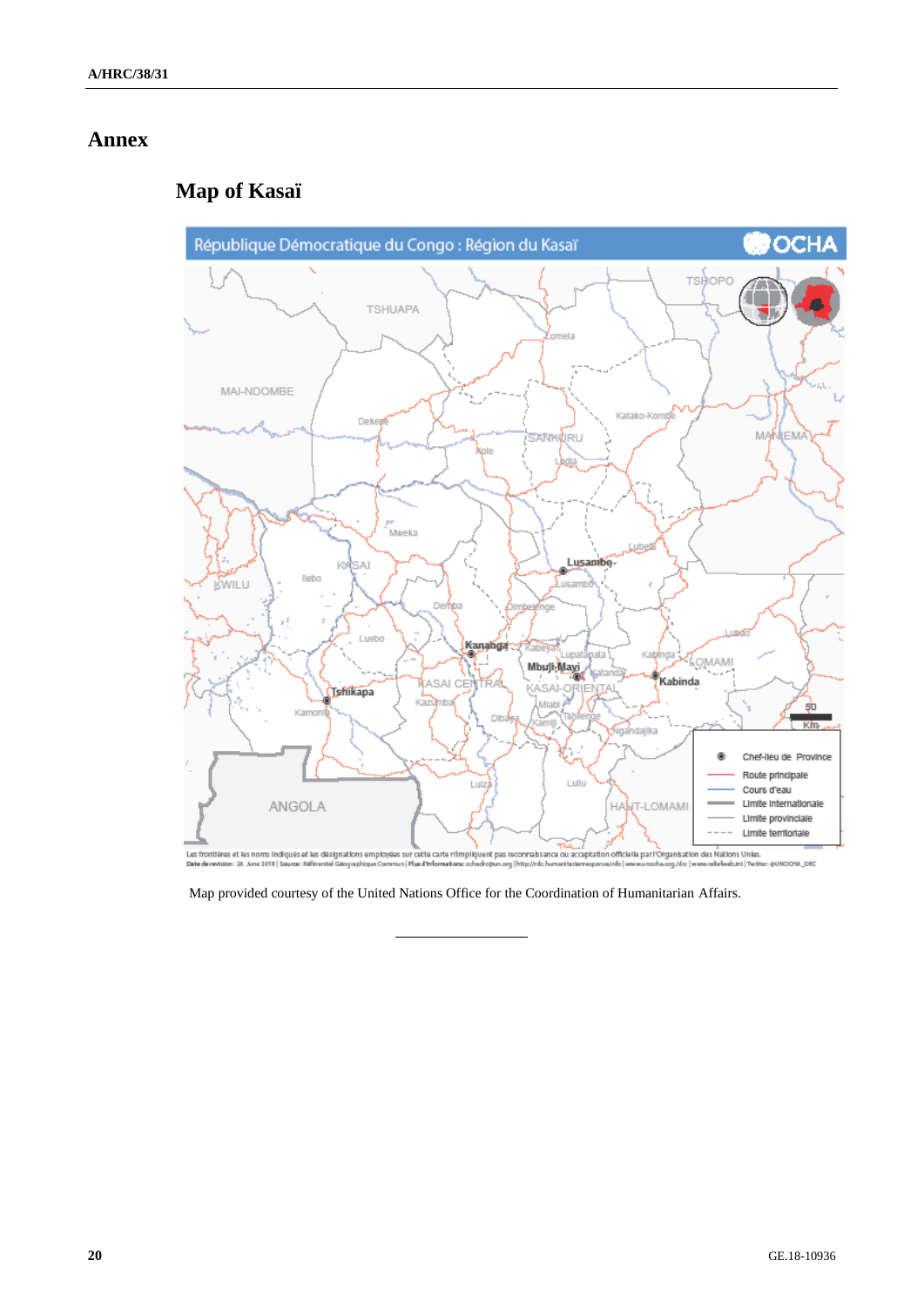# Annex

## Map of Kasaï

République Démocratique du Congo : Région du Kasaï

OCHA

TSHOPO
TSHUAPA
Lomela
MAI-NDOMBE
Dekese
Katako-Kombe
SANKURU
Kole
Lodja
MANIEMA
Mweka
Lusambo
Lubefu
KASAI
Ilebo
Lusambo
KWILU
Demba
Dimbelenge
Luebo
Kananga
Kabeya
Lupatapata
Kabinda
LOMAMI
Mbuji-Mayi
Katanda
Kabinda
Tshikapa
KASAI CENTRAL
KASAI-ORIENTAL
Kazumba
Miabi
Kamonia
Dibaya
Kamiji
Tshilenge
Ngandajika
Luilu
Luiza
ANGOLA
HAUT-LOMAMI
Lubao
50
Km

Chef-lieu de Province
Route principale
Cours d'eau
Limite internationale
Limite provinciale
Limite territoriale

Les frontières et les noms indiqués et les désignations employées sur cette carte n'impliquent pas reconnaissance ou acceptation officielle par l'Organisation des Nations Unies.

Map provided courtesy of the United Nations Office for the Coordination of Humanitarian Affairs.